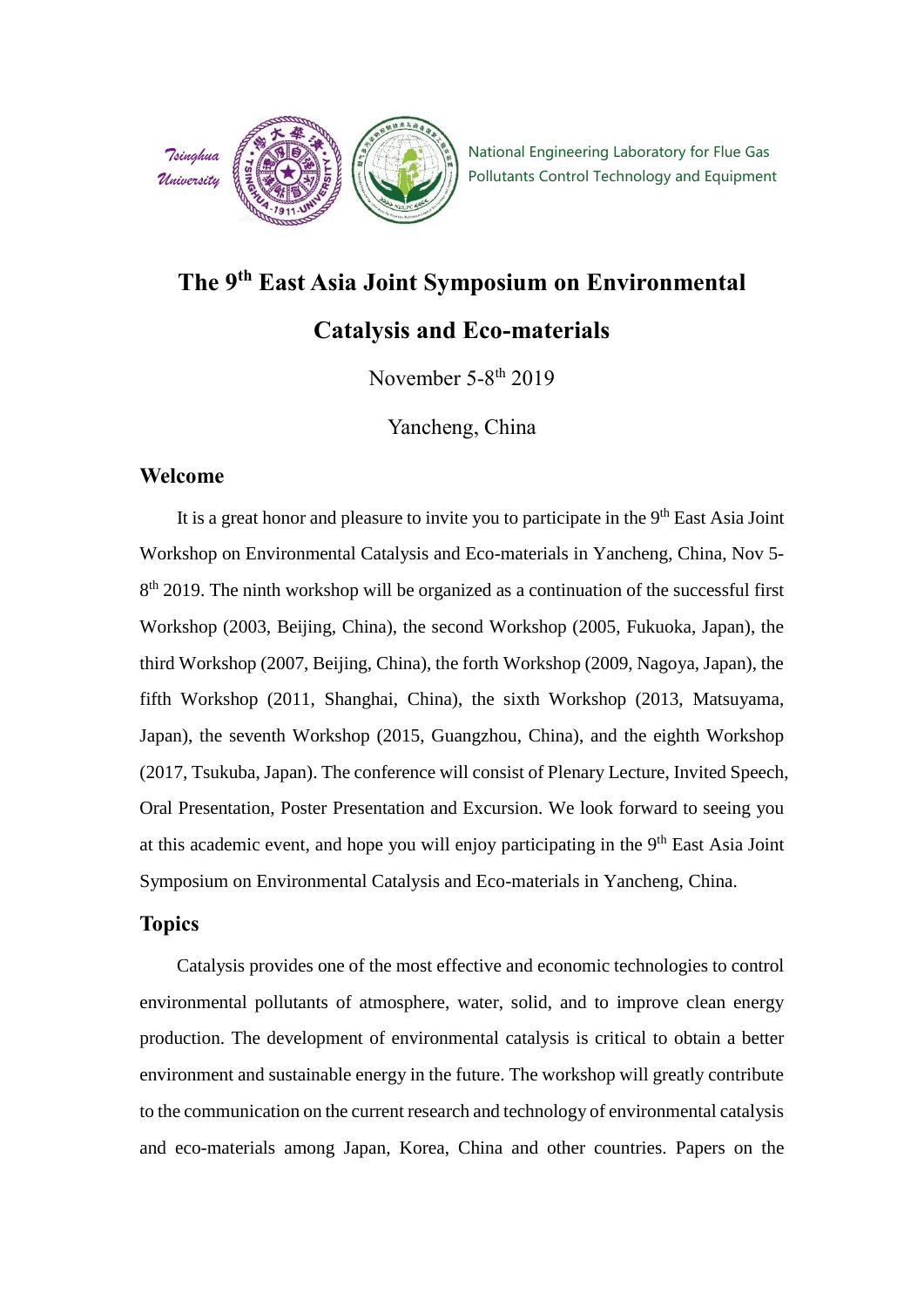Tsinghua University

National Engineering Laboratory for Flue Gas Pollutants Control Technology and Equipment

# The 9$^{th}$ East Asia Joint Symposium on Environmental Catalysis and Eco-materials

November 5-8$^{th}$ 2019

Yancheng, China

## Welcome

It is a great honor and pleasure to invite you to participate in the 9$^{th}$ East Asia Joint Workshop on Environmental Catalysis and Eco-materials in Yancheng, China, Nov 5-8$^{th}$ 2019. The ninth workshop will be organized as a continuation of the successful first Workshop (2003, Beijing, China), the second Workshop (2005, Fukuoka, Japan), the third Workshop (2007, Beijing, China), the forth Workshop (2009, Nagoya, Japan), the fifth Workshop (2011, Shanghai, China), the sixth Workshop (2013, Matsuyama, Japan), the seventh Workshop (2015, Guangzhou, China), and the eighth Workshop (2017, Tsukuba, Japan). The conference will consist of Plenary Lecture, Invited Speech, Oral Presentation, Poster Presentation and Excursion. We look forward to seeing you at this academic event, and hope you will enjoy participating in the 9$^{th}$ East Asia Joint Symposium on Environmental Catalysis and Eco-materials in Yancheng, China.

## Topics

Catalysis provides one of the most effective and economic technologies to control environmental pollutants of atmosphere, water, solid, and to improve clean energy production. The development of environmental catalysis is critical to obtain a better environment and sustainable energy in the future. The workshop will greatly contribute to the communication on the current research and technology of environmental catalysis and eco-materials among Japan, Korea, China and other countries. Papers on the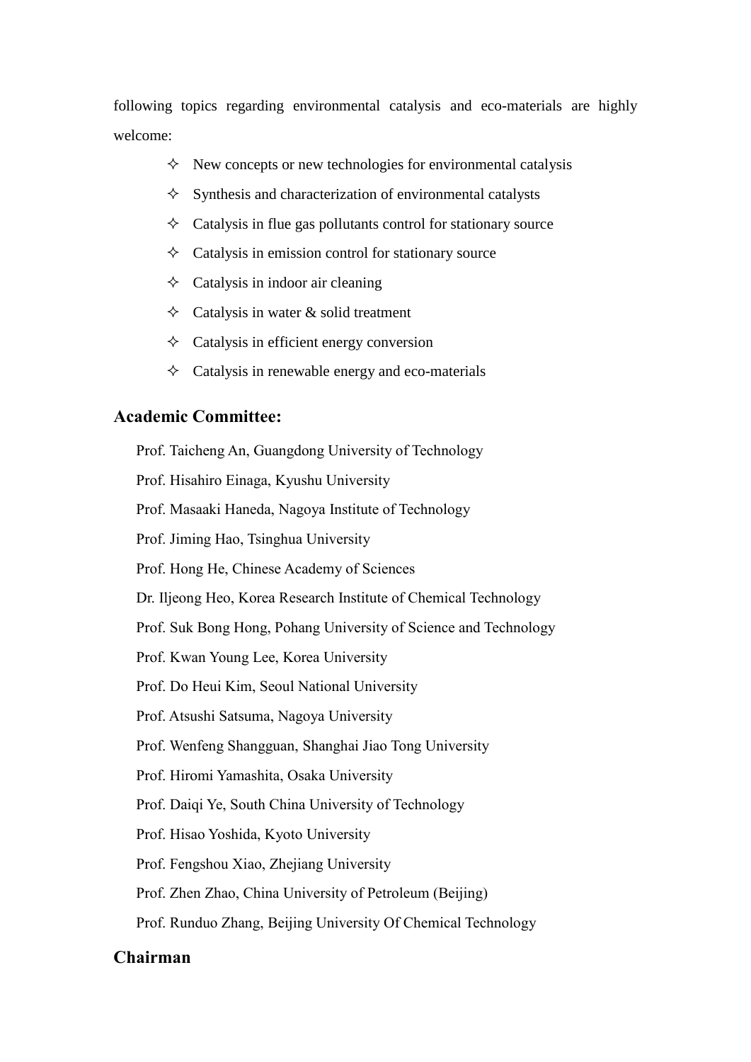following topics regarding environmental catalysis and eco-materials are highly welcome:

- ✧ New concepts or new technologies for environmental catalysis
- ✧ Synthesis and characterization of environmental catalysts
- ✧ Catalysis in flue gas pollutants control for stationary source
- ✧ Catalysis in emission control for stationary source
- ✧ Catalysis in indoor air cleaning
- ✧ Catalysis in water & solid treatment
- ✧ Catalysis in efficient energy conversion
- ✧ Catalysis in renewable energy and eco-materials

## Academic Committee:

Prof. Taicheng An, Guangdong University of Technology

Prof. Hisahiro Einaga, Kyushu University

Prof. Masaaki Haneda, Nagoya Institute of Technology

Prof. Jiming Hao, Tsinghua University

Prof. Hong He, Chinese Academy of Sciences

Dr. Iljeong Heo, Korea Research Institute of Chemical Technology

Prof. Suk Bong Hong, Pohang University of Science and Technology

Prof. Kwan Young Lee, Korea University

Prof. Do Heui Kim, Seoul National University

Prof. Atsushi Satsuma, Nagoya University

Prof. Wenfeng Shangguan, Shanghai Jiao Tong University

Prof. Hiromi Yamashita, Osaka University

Prof. Daiqi Ye, South China University of Technology

Prof. Hisao Yoshida, Kyoto University

Prof. Fengshou Xiao, Zhejiang University

Prof. Zhen Zhao, China University of Petroleum (Beijing)

Prof. Runduo Zhang, Beijing University Of Chemical Technology

## Chairman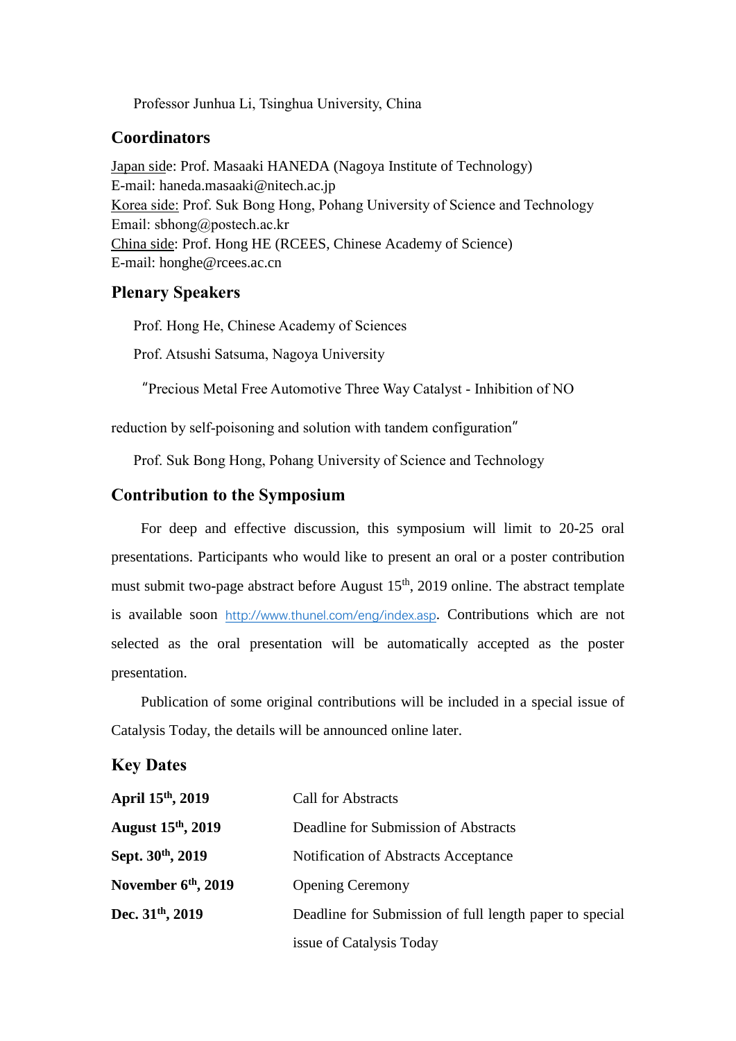Professor Junhua Li, Tsinghua University, China

## Coordinators

Japan side: Prof. Masaaki HANEDA (Nagoya Institute of Technology)
E-mail: haneda.masaaki@nitech.ac.jp
Korea side: Prof. Suk Bong Hong, Pohang University of Science and Technology
Email: sbhong@postech.ac.kr
China side: Prof. Hong HE (RCEES, Chinese Academy of Science)
E-mail: honghe@rcees.ac.cn

## Plenary Speakers

Prof. Hong He, Chinese Academy of Sciences

Prof. Atsushi Satsuma, Nagoya University

"Precious Metal Free Automotive Three Way Catalyst - Inhibition of NO reduction by self-poisoning and solution with tandem configuration"

Prof. Suk Bong Hong, Pohang University of Science and Technology

## Contribution to the Symposium

For deep and effective discussion, this symposium will limit to 20-25 oral presentations. Participants who would like to present an oral or a poster contribution must submit two-page abstract before August 15th, 2019 online. The abstract template is available soon http://www.thunel.com/eng/index.asp. Contributions which are not selected as the oral presentation will be automatically accepted as the poster presentation.

Publication of some original contributions will be included in a special issue of Catalysis Today, the details will be announced online later.

## Key Dates

| | |
|---|---|
| **April 15th, 2019** | Call for Abstracts |
| **August 15th, 2019** | Deadline for Submission of Abstracts |
| **Sept. 30th, 2019** | Notification of Abstracts Acceptance |
| **November 6th, 2019** | Opening Ceremony |
| **Dec. 31th, 2019** | Deadline for Submission of full length paper to special issue of Catalysis Today |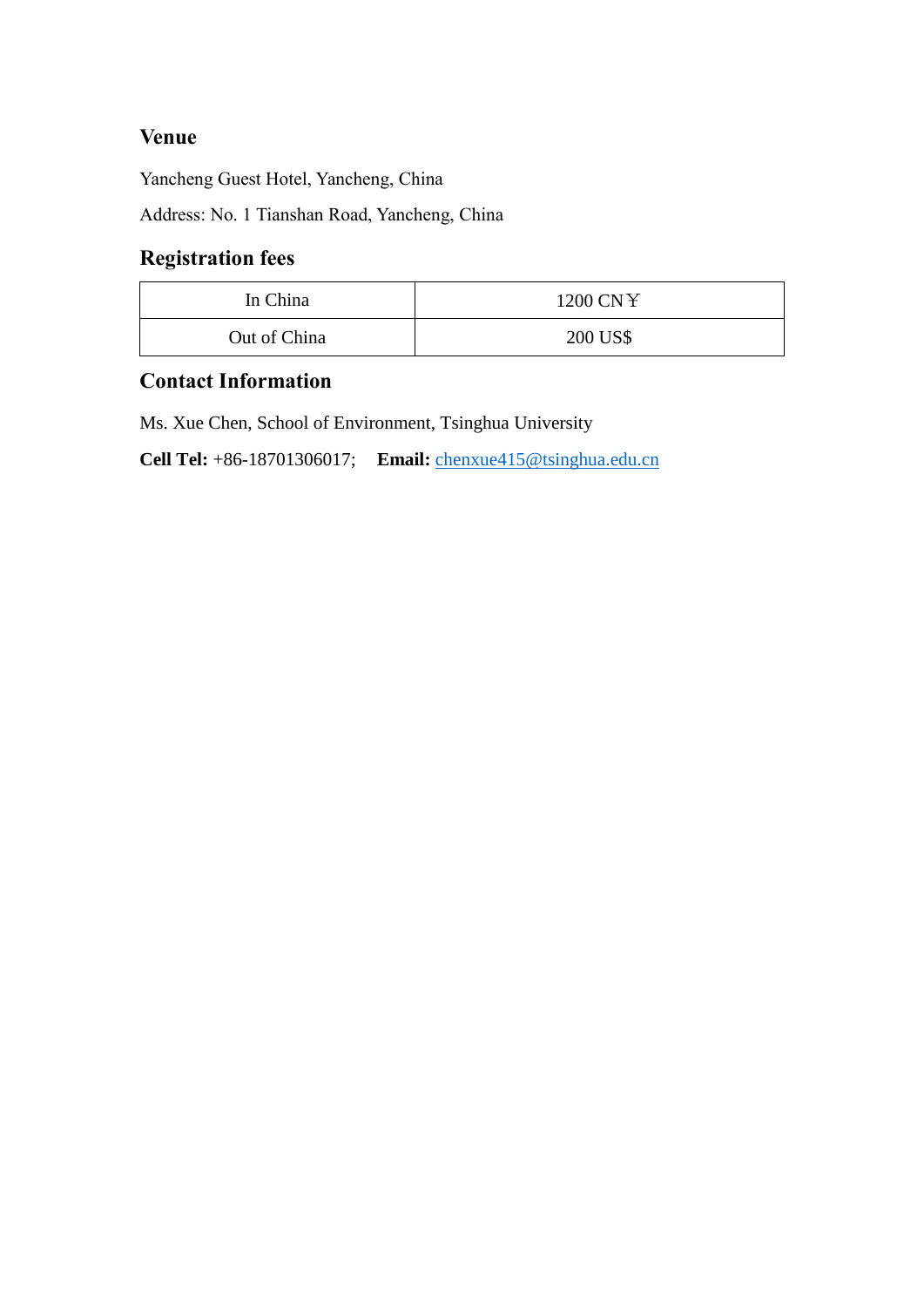## Venue

Yancheng Guest Hotel, Yancheng, China

Address: No. 1 Tianshan Road, Yancheng, China

## Registration fees

| | |
|---|---|
| In China | 1200 CN￥ |
| Out of China | 200 US$ |

## Contact Information

Ms. Xue Chen, School of Environment, Tsinghua University

**Cell Tel:** +86-18701306017; **Email:** chenxue415@tsinghua.edu.cn